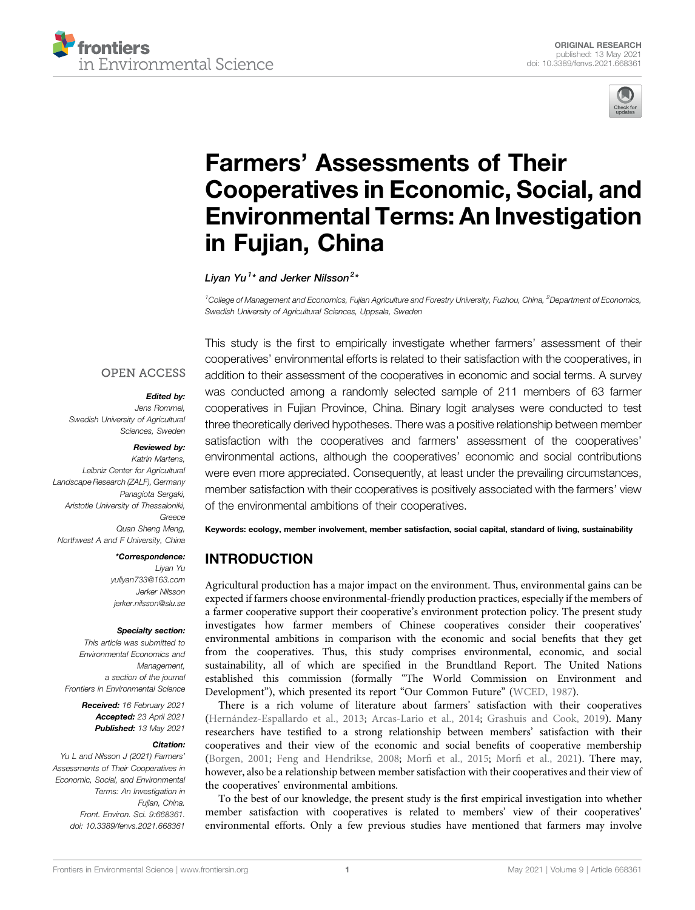ORIGINAL RESEARCH
published: 13 May 2021
doi: 10.3389/fenvs.2021.668361

# Farmers' Assessments of Their Cooperatives in Economic, Social, and Environmental Terms: An Investigation in Fujian, China

*Liyan Yu[1]\* and Jerker Nilsson[2]\**

[1]College of Management and Economics, Fujian Agriculture and Forestry University, Fuzhou, China, [2]Department of Economics, Swedish University of Agricultural Sciences, Uppsala, Sweden

OPEN ACCESS

**Edited by:**
*Jens Rommel, Swedish University of Agricultural Sciences, Sweden*

**Reviewed by:**
*Katrin Martens, Leibniz Center for Agricultural Landscape Research (ZALF), Germany*
*Panagiota Sergaki, Aristotle University of Thessaloniki, Greece*
*Quan Sheng Meng, Northwest A and F University, China*

**\*Correspondence:**
*Liyan Yu*
*yuliyan733@163.com*
*Jerker Nilsson*
*jerker.nilsson@slu.se*

**Specialty section:**
*This article was submitted to Environmental Economics and Management, a section of the journal Frontiers in Environmental Science*

**Received:** *16 February 2021*
**Accepted:** *23 April 2021*
**Published:** *13 May 2021*

**Citation:**
*Yu L and Nilsson J (2021) Farmers' Assessments of Their Cooperatives in Economic, Social, and Environmental Terms: An Investigation in Fujian, China. Front. Environ. Sci. 9:668361. doi: 10.3389/fenvs.2021.668361*

This study is the first to empirically investigate whether farmers' assessment of their cooperatives' environmental efforts is related to their satisfaction with the cooperatives, in addition to their assessment of the cooperatives in economic and social terms. A survey was conducted among a randomly selected sample of 211 members of 63 farmer cooperatives in Fujian Province, China. Binary logit analyses were conducted to test three theoretically derived hypotheses. There was a positive relationship between member satisfaction with the cooperatives and farmers' assessment of the cooperatives' environmental actions, although the cooperatives' economic and social contributions were even more appreciated. Consequently, at least under the prevailing circumstances, member satisfaction with their cooperatives is positively associated with the farmers' view of the environmental ambitions of their cooperatives.

**Keywords: ecology, member involvement, member satisfaction, social capital, standard of living, sustainability**

## INTRODUCTION

Agricultural production has a major impact on the environment. Thus, environmental gains can be expected if farmers choose environmental-friendly production practices, especially if the members of a farmer cooperative support their cooperative's environment protection policy. The present study investigates how farmer members of Chinese cooperatives consider their cooperatives' environmental ambitions in comparison with the economic and social benefits that they get from the cooperatives. Thus, this study comprises environmental, economic, and social sustainability, all of which are specified in the Brundtland Report. The United Nations established this commission (formally "The World Commission on Environment and Development"), which presented its report "Our Common Future" (WCED, 1987).

There is a rich volume of literature about farmers' satisfaction with their cooperatives (Hernández-Espallardo et al., 2013; Arcas-Lario et al., 2014; Grashuis and Cook, 2019). Many researchers have testified to a strong relationship between members' satisfaction with their cooperatives and their view of the economic and social benefits of cooperative membership (Borgen, 2001; Feng and Hendrikse, 2008; Morfi et al., 2015; Morfi et al., 2021). There may, however, also be a relationship between member satisfaction with their cooperatives and their view of the cooperatives' environmental ambitions.

To the best of our knowledge, the present study is the first empirical investigation into whether member satisfaction with cooperatives is related to members' view of their cooperatives' environmental efforts. Only a few previous studies have mentioned that farmers may involve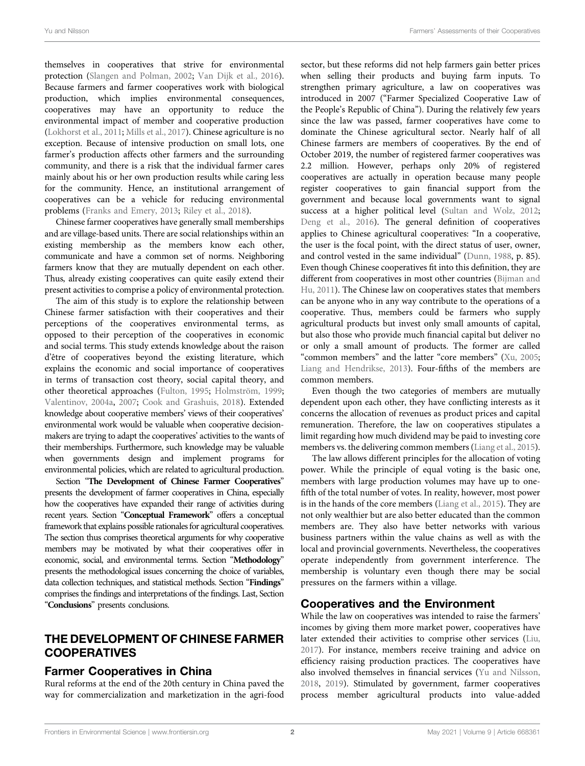themselves in cooperatives that strive for environmental protection (Slangen and Polman, 2002; Van Dijk et al., 2016). Because farmers and farmer cooperatives work with biological production, which implies environmental consequences, cooperatives may have an opportunity to reduce the environmental impact of member and cooperative production (Lokhorst et al., 2011; Mills et al., 2017). Chinese agriculture is no exception. Because of intensive production on small lots, one farmer's production affects other farmers and the surrounding community, and there is a risk that the individual farmer cares mainly about his or her own production results while caring less for the community. Hence, an institutional arrangement of cooperatives can be a vehicle for reducing environmental problems (Franks and Emery, 2013; Riley et al., 2018).

Chinese farmer cooperatives have generally small memberships and are village-based units. There are social relationships within an existing membership as the members know each other, communicate and have a common set of norms. Neighboring farmers know that they are mutually dependent on each other. Thus, already existing cooperatives can quite easily extend their present activities to comprise a policy of environmental protection.

The aim of this study is to explore the relationship between Chinese farmer satisfaction with their cooperatives and their perceptions of the cooperatives environmental terms, as opposed to their perception of the cooperatives in economic and social terms. This study extends knowledge about the raison d'être of cooperatives beyond the existing literature, which explains the economic and social importance of cooperatives in terms of transaction cost theory, social capital theory, and other theoretical approaches (Fulton, 1995; Holmström, 1999; Valentinov, 2004a, 2007; Cook and Grashuis, 2018). Extended knowledge about cooperative members' views of their cooperatives' environmental work would be valuable when cooperative decision-makers are trying to adapt the cooperatives' activities to the wants of their memberships. Furthermore, such knowledge may be valuable when governments design and implement programs for environmental policies, which are related to agricultural production.

Section "**The Development of Chinese Farmer Cooperatives**" presents the development of farmer cooperatives in China, especially how the cooperatives have expanded their range of activities during recent years. Section "**Conceptual Framework**" offers a conceptual framework that explains possible rationales for agricultural cooperatives. The section thus comprises theoretical arguments for why cooperative members may be motivated by what their cooperatives offer in economic, social, and environmental terms. Section "**Methodology**" presents the methodological issues concerning the choice of variables, data collection techniques, and statistical methods. Section "**Findings**" comprises the findings and interpretations of the findings. Last, Section "**Conclusions**" presents conclusions.

## THE DEVELOPMENT OF CHINESE FARMER COOPERATIVES

### Farmer Cooperatives in China

Rural reforms at the end of the 20th century in China paved the way for commercialization and marketization in the agri-food sector, but these reforms did not help farmers gain better prices when selling their products and buying farm inputs. To strengthen primary agriculture, a law on cooperatives was introduced in 2007 ("Farmer Specialized Cooperative Law of the People's Republic of China"). During the relatively few years since the law was passed, farmer cooperatives have come to dominate the Chinese agricultural sector. Nearly half of all Chinese farmers are members of cooperatives. By the end of October 2019, the number of registered farmer cooperatives was 2.2 million. However, perhaps only 20% of registered cooperatives are actually in operation because many people register cooperatives to gain financial support from the government and because local governments want to signal success at a higher political level (Sultan and Wolz, 2012; Deng et al., 2016). The general definition of cooperatives applies to Chinese agricultural cooperatives: "In a cooperative, the user is the focal point, with the direct status of user, owner, and control vested in the same individual" (Dunn, 1988, p. 85). Even though Chinese cooperatives fit into this definition, they are different from cooperatives in most other countries (Bijman and Hu, 2011). The Chinese law on cooperatives states that members can be anyone who in any way contribute to the operations of a cooperative. Thus, members could be farmers who supply agricultural products but invest only small amounts of capital, but also those who provide much financial capital but deliver no or only a small amount of products. The former are called "common members" and the latter "core members" (Xu, 2005; Liang and Hendrikse, 2013). Four-fifths of the members are common members.

Even though the two categories of members are mutually dependent upon each other, they have conflicting interests as it concerns the allocation of revenues as product prices and capital remuneration. Therefore, the law on cooperatives stipulates a limit regarding how much dividend may be paid to investing core members vs. the delivering common members (Liang et al., 2015).

The law allows different principles for the allocation of voting power. While the principle of equal voting is the basic one, members with large production volumes may have up to one-fifth of the total number of votes. In reality, however, most power is in the hands of the core members (Liang et al., 2015). They are not only wealthier but are also better educated than the common members are. They also have better networks with various business partners within the value chains as well as with the local and provincial governments. Nevertheless, the cooperatives operate independently from government interference. The membership is voluntary even though there may be social pressures on the farmers within a village.

### Cooperatives and the Environment

While the law on cooperatives was intended to raise the farmers' incomes by giving them more market power, cooperatives have later extended their activities to comprise other services (Liu, 2017). For instance, members receive training and advice on efficiency raising production practices. The cooperatives have also involved themselves in financial services (Yu and Nilsson, 2018, 2019). Stimulated by government, farmer cooperatives process member agricultural products into value-added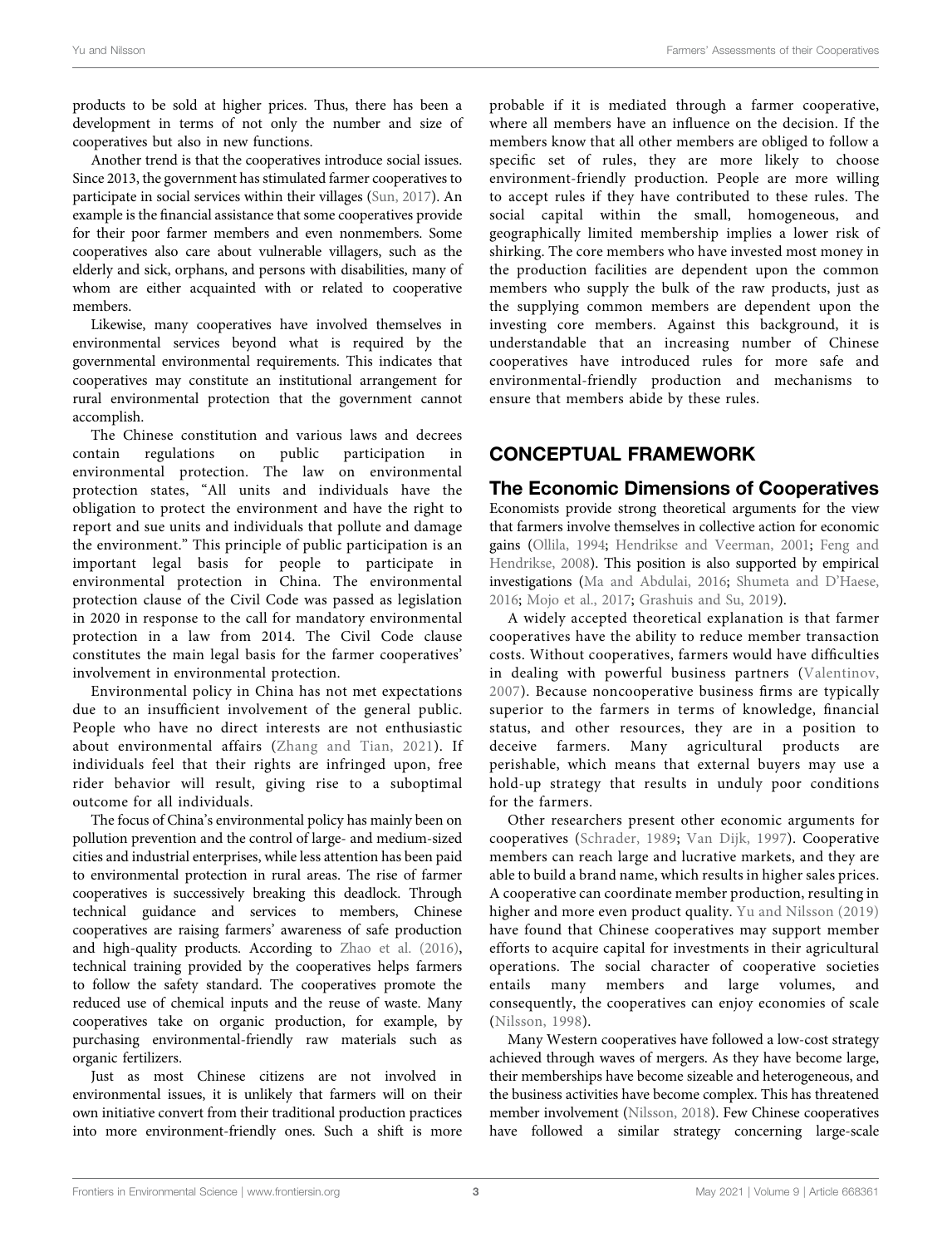products to be sold at higher prices. Thus, there has been a development in terms of not only the number and size of cooperatives but also in new functions.

Another trend is that the cooperatives introduce social issues. Since 2013, the government has stimulated farmer cooperatives to participate in social services within their villages (Sun, 2017). An example is the financial assistance that some cooperatives provide for their poor farmer members and even nonmembers. Some cooperatives also care about vulnerable villagers, such as the elderly and sick, orphans, and persons with disabilities, many of whom are either acquainted with or related to cooperative members.

Likewise, many cooperatives have involved themselves in environmental services beyond what is required by the governmental environmental requirements. This indicates that cooperatives may constitute an institutional arrangement for rural environmental protection that the government cannot accomplish.

The Chinese constitution and various laws and decrees contain regulations on public participation in environmental protection. The law on environmental protection states, "All units and individuals have the obligation to protect the environment and have the right to report and sue units and individuals that pollute and damage the environment." This principle of public participation is an important legal basis for people to participate in environmental protection in China. The environmental protection clause of the Civil Code was passed as legislation in 2020 in response to the call for mandatory environmental protection in a law from 2014. The Civil Code clause constitutes the main legal basis for the farmer cooperatives' involvement in environmental protection.

Environmental policy in China has not met expectations due to an insufficient involvement of the general public. People who have no direct interests are not enthusiastic about environmental affairs (Zhang and Tian, 2021). If individuals feel that their rights are infringed upon, free rider behavior will result, giving rise to a suboptimal outcome for all individuals.

The focus of China's environmental policy has mainly been on pollution prevention and the control of large- and medium-sized cities and industrial enterprises, while less attention has been paid to environmental protection in rural areas. The rise of farmer cooperatives is successively breaking this deadlock. Through technical guidance and services to members, Chinese cooperatives are raising farmers' awareness of safe production and high-quality products. According to Zhao et al. (2016), technical training provided by the cooperatives helps farmers to follow the safety standard. The cooperatives promote the reduced use of chemical inputs and the reuse of waste. Many cooperatives take on organic production, for example, by purchasing environmental-friendly raw materials such as organic fertilizers.

Just as most Chinese citizens are not involved in environmental issues, it is unlikely that farmers will on their own initiative convert from their traditional production practices into more environment-friendly ones. Such a shift is more probable if it is mediated through a farmer cooperative, where all members have an influence on the decision. If the members know that all other members are obliged to follow a specific set of rules, they are more likely to choose environment-friendly production. People are more willing to accept rules if they have contributed to these rules. The social capital within the small, homogeneous, and geographically limited membership implies a lower risk of shirking. The core members who have invested most money in the production facilities are dependent upon the common members who supply the bulk of the raw products, just as the supplying common members are dependent upon the investing core members. Against this background, it is understandable that an increasing number of Chinese cooperatives have introduced rules for more safe and environmental-friendly production and mechanisms to ensure that members abide by these rules.

## CONCEPTUAL FRAMEWORK

### The Economic Dimensions of Cooperatives

Economists provide strong theoretical arguments for the view that farmers involve themselves in collective action for economic gains (Ollila, 1994; Hendrikse and Veerman, 2001; Feng and Hendrikse, 2008). This position is also supported by empirical investigations (Ma and Abdulai, 2016; Shumeta and D'Haese, 2016; Mojo et al., 2017; Grashuis and Su, 2019).

A widely accepted theoretical explanation is that farmer cooperatives have the ability to reduce member transaction costs. Without cooperatives, farmers would have difficulties in dealing with powerful business partners (Valentinov, 2007). Because noncooperative business firms are typically superior to the farmers in terms of knowledge, financial status, and other resources, they are in a position to deceive farmers. Many agricultural products are perishable, which means that external buyers may use a hold-up strategy that results in unduly poor conditions for the farmers.

Other researchers present other economic arguments for cooperatives (Schrader, 1989; Van Dijk, 1997). Cooperative members can reach large and lucrative markets, and they are able to build a brand name, which results in higher sales prices. A cooperative can coordinate member production, resulting in higher and more even product quality. Yu and Nilsson (2019) have found that Chinese cooperatives may support member efforts to acquire capital for investments in their agricultural operations. The social character of cooperative societies entails many members and large volumes, and consequently, the cooperatives can enjoy economies of scale (Nilsson, 1998).

Many Western cooperatives have followed a low-cost strategy achieved through waves of mergers. As they have become large, their memberships have become sizeable and heterogeneous, and the business activities have become complex. This has threatened member involvement (Nilsson, 2018). Few Chinese cooperatives have followed a similar strategy concerning large-scale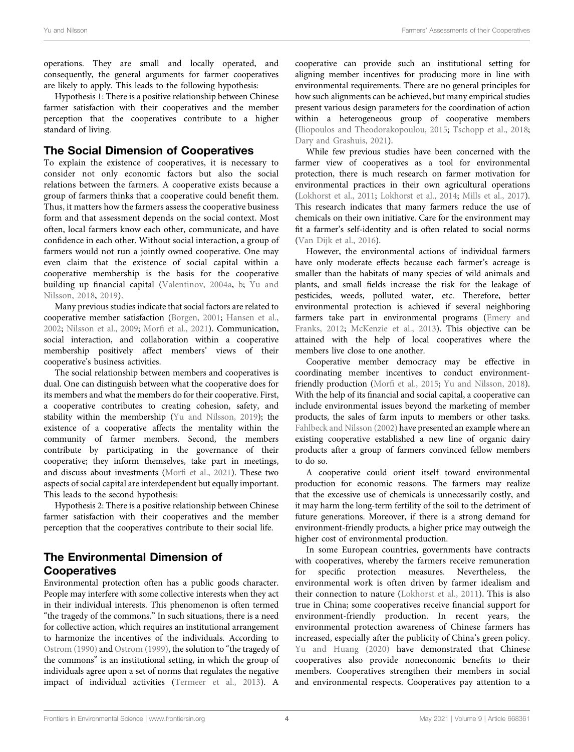operations. They are small and locally operated, and consequently, the general arguments for farmer cooperatives are likely to apply. This leads to the following hypothesis:

Hypothesis 1: There is a positive relationship between Chinese farmer satisfaction with their cooperatives and the member perception that the cooperatives contribute to a higher standard of living.

## The Social Dimension of Cooperatives

To explain the existence of cooperatives, it is necessary to consider not only economic factors but also the social relations between the farmers. A cooperative exists because a group of farmers thinks that a cooperative could benefit them. Thus, it matters how the farmers assess the cooperative business form and that assessment depends on the social context. Most often, local farmers know each other, communicate, and have confidence in each other. Without social interaction, a group of farmers would not run a jointly owned cooperative. One may even claim that the existence of social capital within a cooperative membership is the basis for the cooperative building up financial capital (Valentinov, 2004a, b; Yu and Nilsson, 2018, 2019).

Many previous studies indicate that social factors are related to cooperative member satisfaction (Borgen, 2001; Hansen et al., 2002; Nilsson et al., 2009; Morfi et al., 2021). Communication, social interaction, and collaboration within a cooperative membership positively affect members' views of their cooperative's business activities.

The social relationship between members and cooperatives is dual. One can distinguish between what the cooperative does for its members and what the members do for their cooperative. First, a cooperative contributes to creating cohesion, safety, and stability within the membership (Yu and Nilsson, 2019); the existence of a cooperative affects the mentality within the community of farmer members. Second, the members contribute by participating in the governance of their cooperative; they inform themselves, take part in meetings, and discuss about investments (Morfi et al., 2021). These two aspects of social capital are interdependent but equally important. This leads to the second hypothesis:

Hypothesis 2: There is a positive relationship between Chinese farmer satisfaction with their cooperatives and the member perception that the cooperatives contribute to their social life.

## The Environmental Dimension of Cooperatives

Environmental protection often has a public goods character. People may interfere with some collective interests when they act in their individual interests. This phenomenon is often termed "the tragedy of the commons." In such situations, there is a need for collective action, which requires an institutional arrangement to harmonize the incentives of the individuals. According to Ostrom (1990) and Ostrom (1999), the solution to "the tragedy of the commons" is an institutional setting, in which the group of individuals agree upon a set of norms that regulates the negative impact of individual activities (Termeer et al., 2013). A cooperative can provide such an institutional setting for aligning member incentives for producing more in line with environmental requirements. There are no general principles for how such alignments can be achieved, but many empirical studies present various design parameters for the coordination of action within a heterogeneous group of cooperative members (Iliopoulos and Theodorakopoulou, 2015; Tschopp et al., 2018; Dary and Grashuis, 2021).

While few previous studies have been concerned with the farmer view of cooperatives as a tool for environmental protection, there is much research on farmer motivation for environmental practices in their own agricultural operations (Lokhorst et al., 2011; Lokhorst et al., 2014; Mills et al., 2017). This research indicates that many farmers reduce the use of chemicals on their own initiative. Care for the environment may fit a farmer's self-identity and is often related to social norms (Van Dijk et al., 2016).

However, the environmental actions of individual farmers have only moderate effects because each farmer's acreage is smaller than the habitats of many species of wild animals and plants, and small fields increase the risk for the leakage of pesticides, weeds, polluted water, etc. Therefore, better environmental protection is achieved if several neighboring farmers take part in environmental programs (Emery and Franks, 2012; McKenzie et al., 2013). This objective can be attained with the help of local cooperatives where the members live close to one another.

Cooperative member democracy may be effective in coordinating member incentives to conduct environment-friendly production (Morfi et al., 2015; Yu and Nilsson, 2018). With the help of its financial and social capital, a cooperative can include environmental issues beyond the marketing of member products, the sales of farm inputs to members or other tasks. Fahlbeck and Nilsson (2002) have presented an example where an existing cooperative established a new line of organic dairy products after a group of farmers convinced fellow members to do so.

A cooperative could orient itself toward environmental production for economic reasons. The farmers may realize that the excessive use of chemicals is unnecessarily costly, and it may harm the long-term fertility of the soil to the detriment of future generations. Moreover, if there is a strong demand for environment-friendly products, a higher price may outweigh the higher cost of environmental production.

In some European countries, governments have contracts with cooperatives, whereby the farmers receive remuneration for specific protection measures. Nevertheless, the environmental work is often driven by farmer idealism and their connection to nature (Lokhorst et al., 2011). This is also true in China; some cooperatives receive financial support for environment-friendly production. In recent years, the environmental protection awareness of Chinese farmers has increased, especially after the publicity of China's green policy. Yu and Huang (2020) have demonstrated that Chinese cooperatives also provide noneconomic benefits to their members. Cooperatives strengthen their members in social and environmental respects. Cooperatives pay attention to a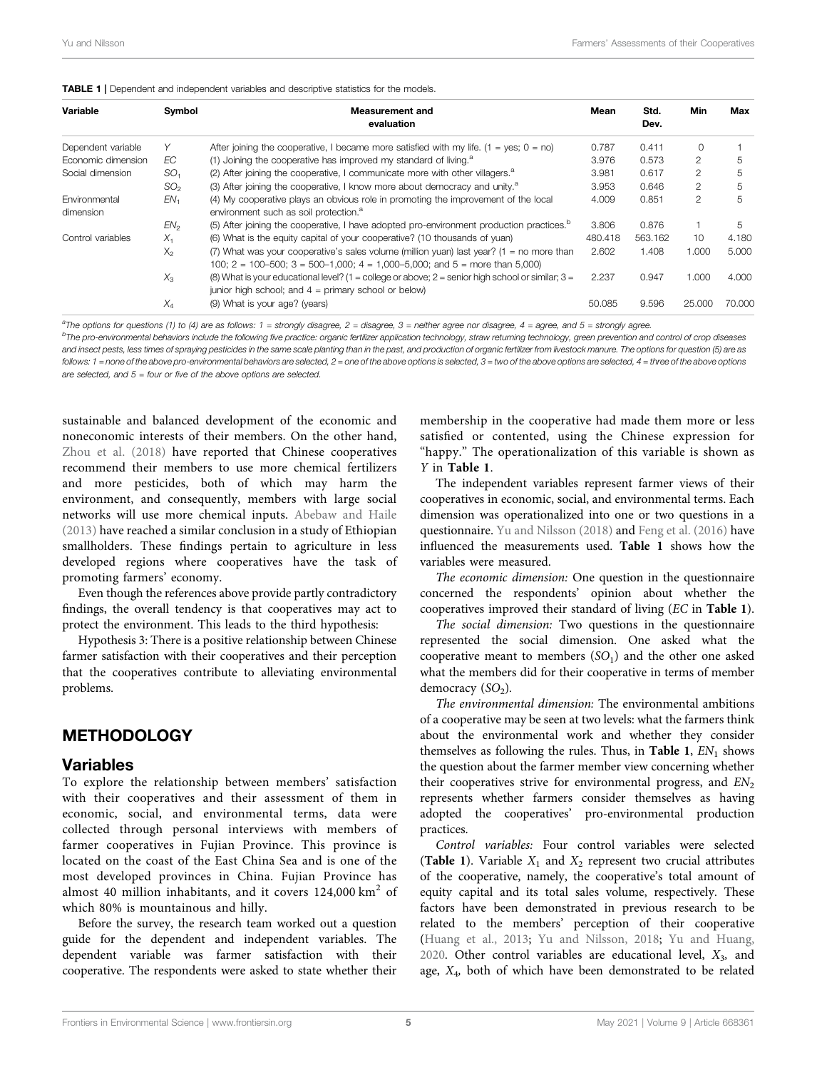**TABLE 1 |** Dependent and independent variables and descriptive statistics for the models.

| Variable | Symbol | Measurement and evaluation | Mean | Std. Dev. | Min | Max |
|---|---|---|---|---|---|---|
| Dependent variable | $Y$ | After joining the cooperative, I became more satisfied with my life. (1 = yes; 0 = no) | 0.787 | 0.411 | 0 | 1 |
| Economic dimension | $EC$ | (1) Joining the cooperative has improved my standard of living.[a] | 3.976 | 0.573 | 2 | 5 |
| Social dimension | $SO_1$ | (2) After joining the cooperative, I communicate more with other villagers.[a] | 3.981 | 0.617 | 2 | 5 |
| | $SO_2$ | (3) After joining the cooperative, I know more about democracy and unity.[a] | 3.953 | 0.646 | 2 | 5 |
| Environmental dimension | $EN_1$ | (4) My cooperative plays an obvious role in promoting the improvement of the local environment such as soil protection.[a] | 4.009 | 0.851 | 2 | 5 |
| | $EN_2$ | (5) After joining the cooperative, I have adopted pro-environment production practices.[b] | 3.806 | 0.876 | 1 | 5 |
| Control variables | $X_1$ | (6) What is the equity capital of your cooperative? (10 thousands of yuan) | 480.418 | 563.162 | 10 | 4.180 |
| | $X_2$ | (7) What was your cooperative's sales volume (million yuan) last year? (1 = no more than 100; 2 = 100–500; 3 = 500–1,000; 4 = 1,000–5,000; and 5 = more than 5,000) | 2.602 | 1.408 | 1.000 | 5.000 |
| | $X_3$ | (8) What is your educational level? (1 = college or above; 2 = senior high school or similar; 3 = junior high school; and 4 = primary school or below) | 2.237 | 0.947 | 1.000 | 4.000 |
| | $X_4$ | (9) What is your age? (years) | 50.085 | 9.596 | 25.000 | 70.000 |

[a]The options for questions (1) to (4) are as follows: 1 = strongly disagree, 2 = disagree, 3 = neither agree nor disagree, 4 = agree, and 5 = strongly agree.
[b]The pro-environmental behaviors include the following five practice: organic fertilizer application technology, straw returning technology, green prevention and control of crop diseases and insect pests, less times of spraying pesticides in the same scale planting than in the past, and production of organic fertilizer from livestock manure. The options for question (5) are as follows: 1 = none of the above pro-environmental behaviors are selected, 2 = one of the above options is selected, 3 = two of the above options are selected, 4 = three of the above options are selected, and 5 = four or five of the above options are selected.

sustainable and balanced development of the economic and noneconomic interests of their members. On the other hand, Zhou et al. (2018) have reported that Chinese cooperatives recommend their members to use more chemical fertilizers and more pesticides, both of which may harm the environment, and consequently, members with large social networks will use more chemical inputs. Abebaw and Haile (2013) have reached a similar conclusion in a study of Ethiopian smallholders. These findings pertain to agriculture in less developed regions where cooperatives have the task of promoting farmers' economy.

Even though the references above provide partly contradictory findings, the overall tendency is that cooperatives may act to protect the environment. This leads to the third hypothesis:

Hypothesis 3: There is a positive relationship between Chinese farmer satisfaction with their cooperatives and their perception that the cooperatives contribute to alleviating environmental problems.

## METHODOLOGY

### Variables

To explore the relationship between members' satisfaction with their cooperatives and their assessment of them in economic, social, and environmental terms, data were collected through personal interviews with members of farmer cooperatives in Fujian Province. This province is located on the coast of the East China Sea and is one of the most developed provinces in China. Fujian Province has almost 40 million inhabitants, and it covers 124,000 km$^2$ of which 80% is mountainous and hilly.

Before the survey, the research team worked out a question guide for the dependent and independent variables. The dependent variable was farmer satisfaction with their cooperative. The respondents were asked to state whether their membership in the cooperative had made them more or less satisfied or contented, using the Chinese expression for "happy." The operationalization of this variable is shown as $Y$ in **Table 1**.

The independent variables represent farmer views of their cooperatives in economic, social, and environmental terms. Each dimension was operationalized into one or two questions in a questionnaire. Yu and Nilsson (2018) and Feng et al. (2016) have influenced the measurements used. **Table 1** shows how the variables were measured.

*The economic dimension:* One question in the questionnaire concerned the respondents' opinion about whether the cooperatives improved their standard of living ($EC$ in **Table 1**).

*The social dimension:* Two questions in the questionnaire represented the social dimension. One asked what the cooperative meant to members ($SO_1$) and the other one asked what the members did for their cooperative in terms of member democracy ($SO_2$).

*The environmental dimension:* The environmental ambitions of a cooperative may be seen at two levels: what the farmers think about the environmental work and whether they consider themselves as following the rules. Thus, in **Table 1**, $EN_1$ shows the question about the farmer member view concerning whether their cooperatives strive for environmental progress, and $EN_2$ represents whether farmers consider themselves as having adopted the cooperatives' pro-environmental production practices.

*Control variables:* Four control variables were selected (**Table 1**). Variable $X_1$ and $X_2$ represent two crucial attributes of the cooperative, namely, the cooperative's total amount of equity capital and its total sales volume, respectively. These factors have been demonstrated in previous research to be related to the members' perception of their cooperative (Huang et al., 2013; Yu and Nilsson, 2018; Yu and Huang, 2020. Other control variables are educational level, $X_3$, and age, $X_4$, both of which have been demonstrated to be related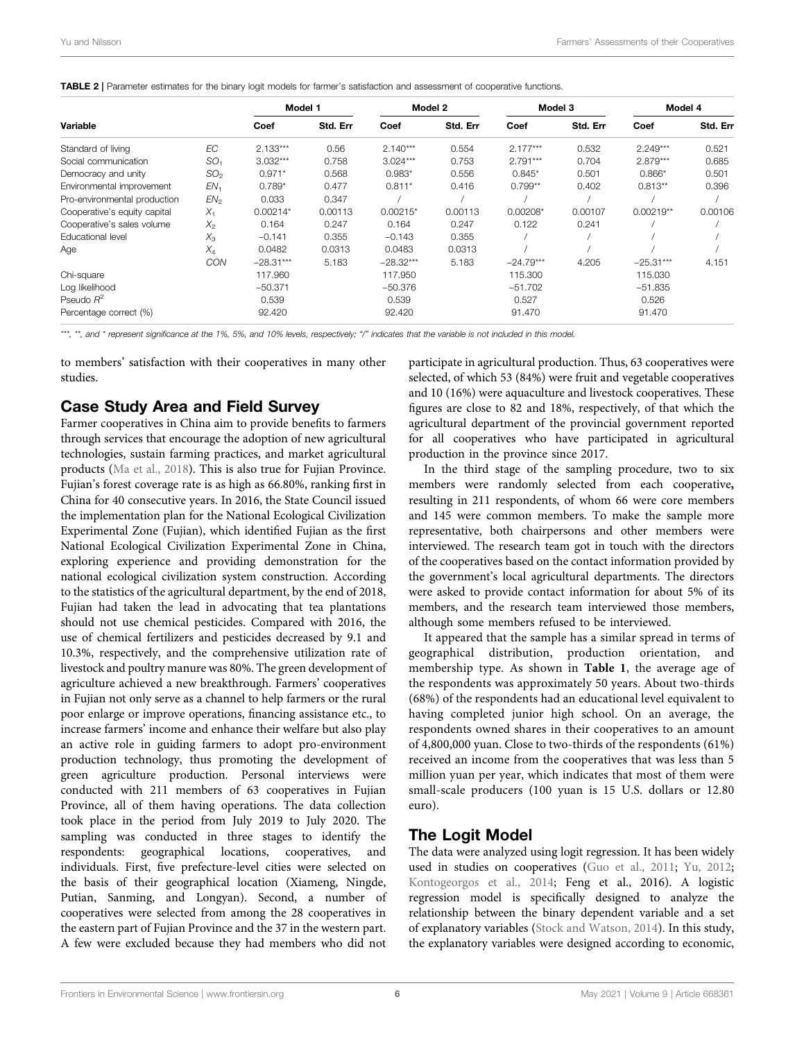**TABLE 2** | Parameter estimates for the binary logit models for farmer's satisfaction and assessment of cooperative functions.

| Variable | | Model 1 | | Model 2 | | Model 3 | | Model 4 | |
|---|---|---|---|---|---|---|---|---|---|
| | | Coef | Std. Err | Coef | Std. Err | Coef | Std. Err | Coef | Std. Err |
| Standard of living | $EC$ | 2.133*** | 0.56 | 2.140*** | 0.554 | 2.177*** | 0.532 | 2.249*** | 0.521 |
| Social communication | $SO_1$ | 3.032*** | 0.758 | 3.024*** | 0.753 | 2.791*** | 0.704 | 2.879*** | 0.685 |
| Democracy and unity | $SO_2$ | 0.971* | 0.568 | 0.983* | 0.556 | 0.845* | 0.501 | 0.866* | 0.501 |
| Environmental improvement | $EN_1$ | 0.789* | 0.477 | 0.811* | 0.416 | 0.799** | 0.402 | 0.813** | 0.396 |
| Pro-environmental production | $EN_2$ | 0.033 | 0.347 | / | / | / | / | / | / |
| Cooperative's equity capital | $X_1$ | 0.00214* | 0.00113 | 0.00215* | 0.00113 | 0.00208* | 0.00107 | 0.00219** | 0.00106 |
| Cooperative's sales volume | $X_2$ | 0.164 | 0.247 | 0.164 | 0.247 | 0.122 | 0.241 | / | / |
| Educational level | $X_3$ | −0.141 | 0.355 | −0.143 | 0.355 | / | / | / | / |
| Age | $X_4$ | 0.0482 | 0.0313 | 0.0483 | 0.0313 | / | / | / | / |
| | $CON$ | −28.31*** | 5.183 | −28.32*** | 5.183 | −24.79*** | 4.205 | −25.31*** | 4.151 |
| Chi-square | | 117.960 | | 117.950 | | 115.300 | | 115.030 | |
| Log likelihood | | −50.371 | | −50.376 | | −51.702 | | −51.835 | |
| Pseudo $R^2$ | | 0.539 | | 0.539 | | 0.527 | | 0.526 | |
| Percentage correct (%) | | 92.420 | | 92.420 | | 91.470 | | 91.470 | |

*\*\*\*, \*\*, and \* represent significance at the 1%, 5%, and 10% levels, respectively; "/" indicates that the variable is not included in this model.*

to members' satisfaction with their cooperatives in many other studies.

## Case Study Area and Field Survey

Farmer cooperatives in China aim to provide benefits to farmers through services that encourage the adoption of new agricultural technologies, sustain farming practices, and market agricultural products (Ma et al., 2018). This is also true for Fujian Province. Fujian's forest coverage rate is as high as 66.80%, ranking first in China for 40 consecutive years. In 2016, the State Council issued the implementation plan for the National Ecological Civilization Experimental Zone (Fujian), which identified Fujian as the first National Ecological Civilization Experimental Zone in China, exploring experience and providing demonstration for the national ecological civilization system construction. According to the statistics of the agricultural department, by the end of 2018, Fujian had taken the lead in advocating that tea plantations should not use chemical pesticides. Compared with 2016, the use of chemical fertilizers and pesticides decreased by 9.1 and 10.3%, respectively, and the comprehensive utilization rate of livestock and poultry manure was 80%. The green development of agriculture achieved a new breakthrough. Farmers' cooperatives in Fujian not only serve as a channel to help farmers or the rural poor enlarge or improve operations, financing assistance etc., to increase farmers' income and enhance their welfare but also play an active role in guiding farmers to adopt pro-environment production technology, thus promoting the development of green agriculture production. Personal interviews were conducted with 211 members of 63 cooperatives in Fujian Province, all of them having operations. The data collection took place in the period from July 2019 to July 2020. The sampling was conducted in three stages to identify the respondents: geographical locations, cooperatives, and individuals. First, five prefecture-level cities were selected on the basis of their geographical location (Xiameng, Ningde, Putian, Sanming, and Longyan). Second, a number of cooperatives were selected from among the 28 cooperatives in the eastern part of Fujian Province and the 37 in the western part. A few were excluded because they had members who did not participate in agricultural production. Thus, 63 cooperatives were selected, of which 53 (84%) were fruit and vegetable cooperatives and 10 (16%) were aquaculture and livestock cooperatives. These figures are close to 82 and 18%, respectively, of that which the agricultural department of the provincial government reported for all cooperatives who have participated in agricultural production in the province since 2017.

In the third stage of the sampling procedure, two to six members were randomly selected from each cooperative**,** resulting in 211 respondents, of whom 66 were core members and 145 were common members. To make the sample more representative, both chairpersons and other members were interviewed. The research team got in touch with the directors of the cooperatives based on the contact information provided by the government's local agricultural departments. The directors were asked to provide contact information for about 5% of its members, and the research team interviewed those members, although some members refused to be interviewed.

It appeared that the sample has a similar spread in terms of geographical distribution, production orientation, and membership type. As shown in **Table 1**, the average age of the respondents was approximately 50 years. About two-thirds (68%) of the respondents had an educational level equivalent to having completed junior high school. On an average, the respondents owned shares in their cooperatives to an amount of 4,800,000 yuan. Close to two-thirds of the respondents (61%) received an income from the cooperatives that was less than 5 million yuan per year, which indicates that most of them were small-scale producers (100 yuan is 15 U.S. dollars or 12.80 euro).

## The Logit Model

The data were analyzed using logit regression. It has been widely used in studies on cooperatives (Guo et al., 2011; Yu, 2012; Kontogeorgos et al., 2014; Feng et al., 2016). A logistic regression model is specifically designed to analyze the relationship between the binary dependent variable and a set of explanatory variables (Stock and Watson, 2014). In this study, the explanatory variables were designed according to economic,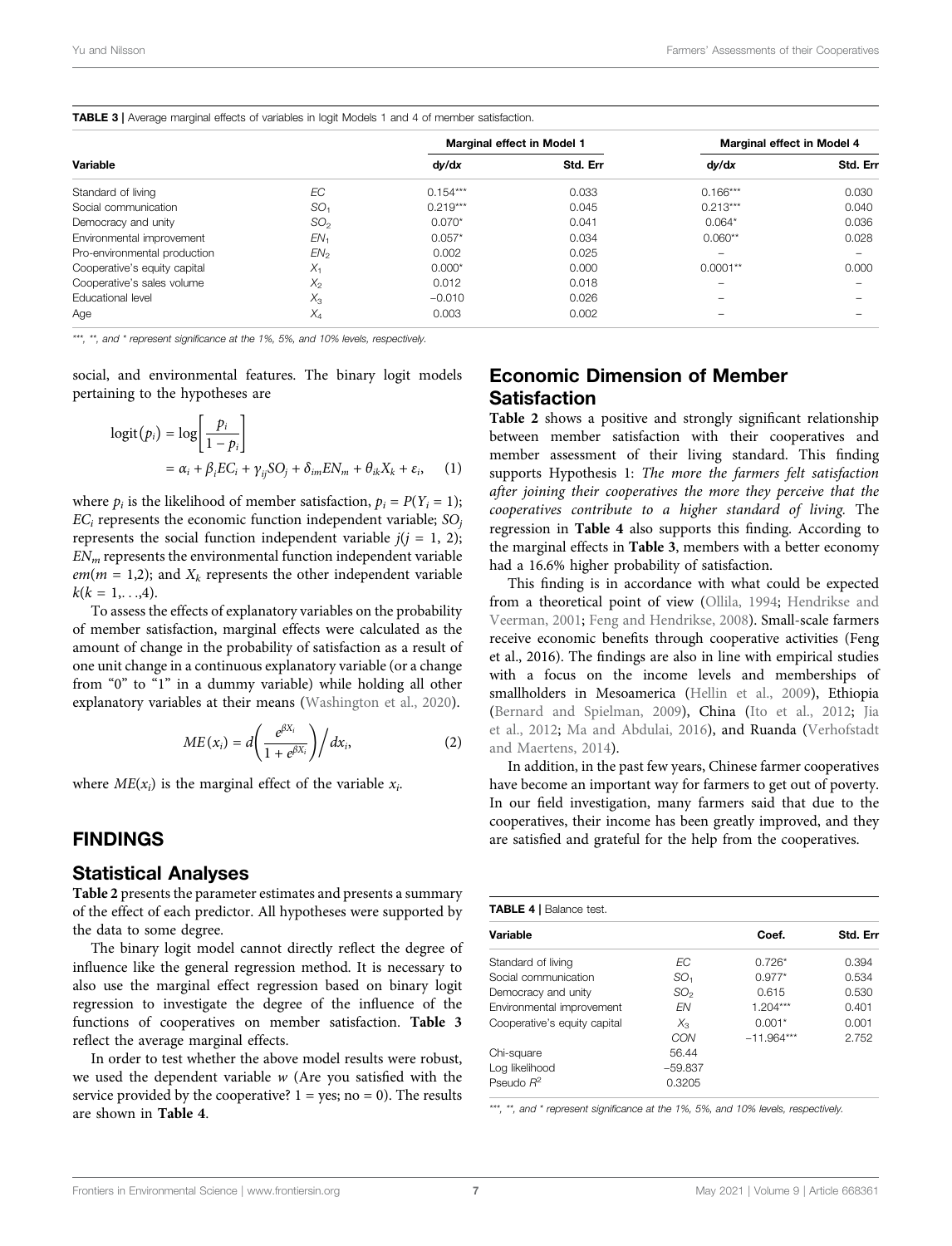**TABLE 3** | Average marginal effects of variables in logit Models 1 and 4 of member satisfaction.

| Variable | | Marginal effect in Model 1 | | Marginal effect in Model 4 | |
|---|---|---|---|---|---|
| | | dy/dx | Std. Err | dy/dx | Std. Err |
| Standard of living | $EC$ | 0.154*** | 0.033 | 0.166*** | 0.030 |
| Social communication | $SO_1$ | 0.219*** | 0.045 | 0.213*** | 0.040 |
| Democracy and unity | $SO_2$ | 0.070* | 0.041 | 0.064* | 0.036 |
| Environmental improvement | $EN_1$ | 0.057* | 0.034 | 0.060** | 0.028 |
| Pro-environmental production | $EN_2$ | 0.002 | 0.025 | – | – |
| Cooperative's equity capital | $X_1$ | 0.000* | 0.000 | 0.0001** | 0.000 |
| Cooperative's sales volume | $X_2$ | 0.012 | 0.018 | – | – |
| Educational level | $X_3$ | −0.010 | 0.026 | – | – |
| Age | $X_4$ | 0.003 | 0.002 | – | – |

***, **, and * represent significance at the 1%, 5%, and 10% levels, respectively.

social, and environmental features. The binary logit models pertaining to the hypotheses are

$$\operatorname{logit}(p_i) = \log\left[\frac{p_i}{1-p_i}\right] = \alpha_i + \beta_i EC_i + \gamma_{ij} SO_j + \delta_{im} EN_m + \theta_{ik} X_k + \varepsilon_i, \quad (1)$$

where $p_i$ is the likelihood of member satisfaction, $p_i = P(Y_i = 1)$; $EC_i$ represents the economic function independent variable; $SO_j$ represents the social function independent variable $j(j = 1, 2)$; $EN_m$ represents the environmental function independent variable $em(m = 1,2)$; and $X_k$ represents the other independent variable $k(k = 1,\ldots,4)$.

To assess the effects of explanatory variables on the probability of member satisfaction, marginal effects were calculated as the amount of change in the probability of satisfaction as a result of one unit change in a continuous explanatory variable (or a change from "0" to "1" in a dummy variable) while holding all other explanatory variables at their means (Washington et al., 2020).

$$ME(x_i) = d\left(\frac{e^{\beta X_i}}{1+e^{\beta X_i}}\right) \Big/ dx_i, \quad (2)$$

where $ME(x_i)$ is the marginal effect of the variable $x_i$.

## FINDINGS

### Statistical Analyses

**Table 2** presents the parameter estimates and presents a summary of the effect of each predictor. All hypotheses were supported by the data to some degree.

The binary logit model cannot directly reflect the degree of influence like the general regression method. It is necessary to also use the marginal effect regression based on binary logit regression to investigate the degree of the influence of the functions of cooperatives on member satisfaction. **Table 3** reflect the average marginal effects.

In order to test whether the above model results were robust, we used the dependent variable $w$ (Are you satisfied with the service provided by the cooperative? 1 = yes; no = 0). The results are shown in **Table 4**.

### Economic Dimension of Member Satisfaction

**Table 2** shows a positive and strongly significant relationship between member satisfaction with their cooperatives and member assessment of their living standard. This finding supports Hypothesis 1: *The more the farmers felt satisfaction after joining their cooperatives the more they perceive that the cooperatives contribute to a higher standard of living.* The regression in **Table 4** also supports this finding. According to the marginal effects in **Table 3**, members with a better economy had a 16.6% higher probability of satisfaction.

This finding is in accordance with what could be expected from a theoretical point of view (Ollila, 1994; Hendrikse and Veerman, 2001; Feng and Hendrikse, 2008). Small-scale farmers receive economic benefits through cooperative activities (Feng et al., 2016). The findings are also in line with empirical studies with a focus on the income levels and memberships of smallholders in Mesoamerica (Hellin et al., 2009), Ethiopia (Bernard and Spielman, 2009), China (Ito et al., 2012; Jia et al., 2012; Ma and Abdulai, 2016), and Ruanda (Verhofstadt and Maertens, 2014).

In addition, in the past few years, Chinese farmer cooperatives have become an important way for farmers to get out of poverty. In our field investigation, many farmers said that due to the cooperatives, their income has been greatly improved, and they are satisfied and grateful for the help from the cooperatives.

**TABLE 4** | Balance test.

| Variable | | Coef. | Std. Err |
|---|---|---|---|
| Standard of living | $EC$ | 0.726* | 0.394 |
| Social communication | $SO_1$ | 0.977* | 0.534 |
| Democracy and unity | $SO_2$ | 0.615 | 0.530 |
| Environmental improvement | $EN$ | 1.204*** | 0.401 |
| Cooperative's equity capital | $X_3$ | 0.001* | 0.001 |
| | $CON$ | −11.964*** | 2.752 |
| Chi-square | 56.44 | | |
| Log likelihood | −59.837 | | |
| Pseudo $R^2$ | 0.3205 | | |

***, **, and * represent significance at the 1%, 5%, and 10% levels, respectively.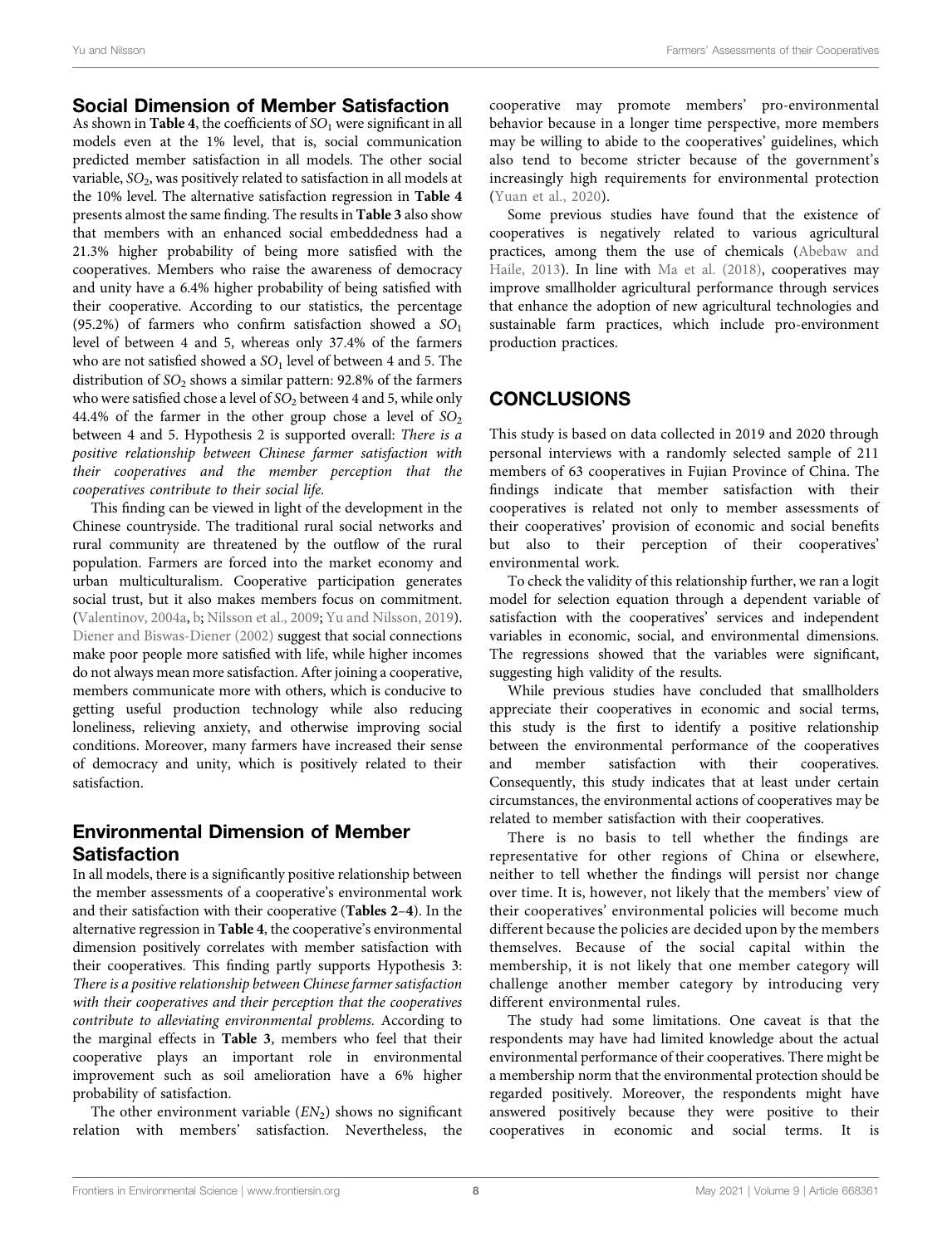## Social Dimension of Member Satisfaction

As shown in **Table 4**, the coefficients of $SO_1$ were significant in all models even at the 1% level, that is, social communication predicted member satisfaction in all models. The other social variable, $SO_2$, was positively related to satisfaction in all models at the 10% level. The alternative satisfaction regression in **Table 4** presents almost the same finding. The results in **Table 3** also show that members with an enhanced social embeddedness had a 21.3% higher probability of being more satisfied with the cooperatives. Members who raise the awareness of democracy and unity have a 6.4% higher probability of being satisfied with their cooperative. According to our statistics, the percentage (95.2%) of farmers who confirm satisfaction showed a $SO_1$ level of between 4 and 5, whereas only 37.4% of the farmers who are not satisfied showed a $SO_1$ level of between 4 and 5. The distribution of $SO_2$ shows a similar pattern: 92.8% of the farmers who were satisfied chose a level of $SO_2$ between 4 and 5, while only 44.4% of the farmer in the other group chose a level of $SO_2$ between 4 and 5. Hypothesis 2 is supported overall: *There is a positive relationship between Chinese farmer satisfaction with their cooperatives and the member perception that the cooperatives contribute to their social life.*

This finding can be viewed in light of the development in the Chinese countryside. The traditional rural social networks and rural community are threatened by the outflow of the rural population. Farmers are forced into the market economy and urban multiculturalism. Cooperative participation generates social trust, but it also makes members focus on commitment. (Valentinov, 2004a, b; Nilsson et al., 2009; Yu and Nilsson, 2019). Diener and Biswas-Diener (2002) suggest that social connections make poor people more satisfied with life, while higher incomes do not always mean more satisfaction. After joining a cooperative, members communicate more with others, which is conducive to getting useful production technology while also reducing loneliness, relieving anxiety, and otherwise improving social conditions. Moreover, many farmers have increased their sense of democracy and unity, which is positively related to their satisfaction.

## Environmental Dimension of Member Satisfaction

In all models, there is a significantly positive relationship between the member assessments of a cooperative's environmental work and their satisfaction with their cooperative (**Tables 2–4**). In the alternative regression in **Table 4**, the cooperative's environmental dimension positively correlates with member satisfaction with their cooperatives. This finding partly supports Hypothesis 3: *There is a positive relationship between Chinese farmer satisfaction with their cooperatives and their perception that the cooperatives contribute to alleviating environmental problems.* According to the marginal effects in **Table 3**, members who feel that their cooperative plays an important role in environmental improvement such as soil amelioration have a 6% higher probability of satisfaction.

The other environment variable ($EN_2$) shows no significant relation with members' satisfaction. Nevertheless, the cooperative may promote members' pro-environmental behavior because in a longer time perspective, more members may be willing to abide to the cooperatives' guidelines, which also tend to become stricter because of the government's increasingly high requirements for environmental protection (Yuan et al., 2020).

Some previous studies have found that the existence of cooperatives is negatively related to various agricultural practices, among them the use of chemicals (Abebaw and Haile, 2013). In line with Ma et al. (2018), cooperatives may improve smallholder agricultural performance through services that enhance the adoption of new agricultural technologies and sustainable farm practices, which include pro-environment production practices.

# CONCLUSIONS

This study is based on data collected in 2019 and 2020 through personal interviews with a randomly selected sample of 211 members of 63 cooperatives in Fujian Province of China. The findings indicate that member satisfaction with their cooperatives is related not only to member assessments of their cooperatives' provision of economic and social benefits but also to their perception of their cooperatives' environmental work.

To check the validity of this relationship further, we ran a logit model for selection equation through a dependent variable of satisfaction with the cooperatives' services and independent variables in economic, social, and environmental dimensions. The regressions showed that the variables were significant, suggesting high validity of the results.

While previous studies have concluded that smallholders appreciate their cooperatives in economic and social terms, this study is the first to identify a positive relationship between the environmental performance of the cooperatives and member satisfaction with their cooperatives. Consequently, this study indicates that at least under certain circumstances, the environmental actions of cooperatives may be related to member satisfaction with their cooperatives.

There is no basis to tell whether the findings are representative for other regions of China or elsewhere, neither to tell whether the findings will persist nor change over time. It is, however, not likely that the members' view of their cooperatives' environmental policies will become much different because the policies are decided upon by the members themselves. Because of the social capital within the membership, it is not likely that one member category will challenge another member category by introducing very different environmental rules.

The study had some limitations. One caveat is that the respondents may have had limited knowledge about the actual environmental performance of their cooperatives. There might be a membership norm that the environmental protection should be regarded positively. Moreover, the respondents might have answered positively because they were positive to their cooperatives in economic and social terms. It is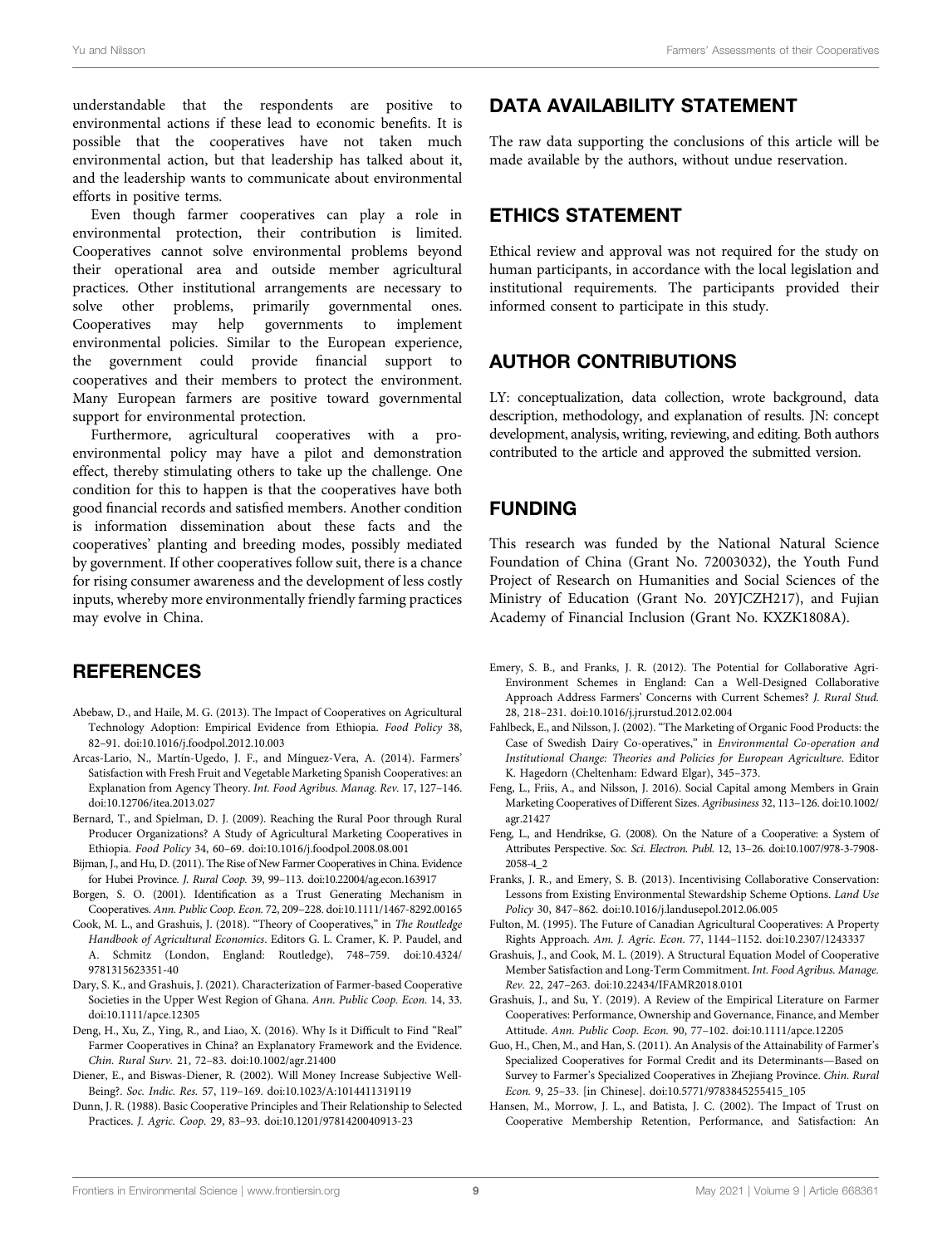understandable that the respondents are positive to environmental actions if these lead to economic benefits. It is possible that the cooperatives have not taken much environmental action, but that leadership has talked about it, and the leadership wants to communicate about environmental efforts in positive terms.

Even though farmer cooperatives can play a role in environmental protection, their contribution is limited. Cooperatives cannot solve environmental problems beyond their operational area and outside member agricultural practices. Other institutional arrangements are necessary to solve other problems, primarily governmental ones. Cooperatives may help governments to implement environmental policies. Similar to the European experience, the government could provide financial support to cooperatives and their members to protect the environment. Many European farmers are positive toward governmental support for environmental protection.

Furthermore, agricultural cooperatives with a pro-environmental policy may have a pilot and demonstration effect, thereby stimulating others to take up the challenge. One condition for this to happen is that the cooperatives have both good financial records and satisfied members. Another condition is information dissemination about these facts and the cooperatives' planting and breeding modes, possibly mediated by government. If other cooperatives follow suit, there is a chance for rising consumer awareness and the development of less costly inputs, whereby more environmentally friendly farming practices may evolve in China.

## DATA AVAILABILITY STATEMENT

The raw data supporting the conclusions of this article will be made available by the authors, without undue reservation.

## ETHICS STATEMENT

Ethical review and approval was not required for the study on human participants, in accordance with the local legislation and institutional requirements. The participants provided their informed consent to participate in this study.

## AUTHOR CONTRIBUTIONS

LY: conceptualization, data collection, wrote background, data description, methodology, and explanation of results. JN: concept development, analysis, writing, reviewing, and editing. Both authors contributed to the article and approved the submitted version.

## FUNDING

This research was funded by the National Natural Science Foundation of China (Grant No. 72003032), the Youth Fund Project of Research on Humanities and Social Sciences of the Ministry of Education (Grant No. 20YJCZH217), and Fujian Academy of Financial Inclusion (Grant No. KXZK1808A).

## REFERENCES

Abebaw, D., and Haile, M. G. (2013). The Impact of Cooperatives on Agricultural Technology Adoption: Empirical Evidence from Ethiopia. *Food Policy* 38, 82–91. doi:10.1016/j.foodpol.2012.10.003

Arcas-Lario, N., Martín-Ugedo, J. F., and Mínguez-Vera, A. (2014). Farmers' Satisfaction with Fresh Fruit and Vegetable Marketing Spanish Cooperatives: an Explanation from Agency Theory. *Int. Food Agribus. Manag. Rev.* 17, 127–146. doi:10.12706/itea.2013.027

Bernard, T., and Spielman, D. J. (2009). Reaching the Rural Poor through Rural Producer Organizations? A Study of Agricultural Marketing Cooperatives in Ethiopia. *Food Policy* 34, 60–69. doi:10.1016/j.foodpol.2008.08.001

Bijman, J., and Hu, D. (2011). The Rise of New Farmer Cooperatives in China. Evidence for Hubei Province. *J. Rural Coop.* 39, 99–113. doi:10.22004/ag.econ.163917

Borgen, S. O. (2001). Identification as a Trust Generating Mechanism in Cooperatives. *Ann. Public Coop. Econ.* 72, 209–228. doi:10.1111/1467-8292.00165

Cook, M. L., and Grashuis, J. (2018). "Theory of Cooperatives," in *The Routledge Handbook of Agricultural Economics*. Editors G. L. Cramer, K. P. Paudel, and A. Schmitz (London, England: Routledge), 748–759. doi:10.4324/9781315623351-40

Dary, S. K., and Grashuis, J. (2021). Characterization of Farmer-based Cooperative Societies in the Upper West Region of Ghana. *Ann. Public Coop. Econ.* 14, 33. doi:10.1111/apce.12305

Deng, H., Xu, Z., Ying, R., and Liao, X. (2016). Why Is it Difficult to Find "Real" Farmer Cooperatives in China? an Explanatory Framework and the Evidence. *Chin. Rural Surv.* 21, 72–83. doi:10.1002/agr.21400

Diener, E., and Biswas-Diener, R. (2002). Will Money Increase Subjective Well-Being?. *Soc. Indic. Res.* 57, 119–169. doi:10.1023/A:1014411319119

Dunn, J. R. (1988). Basic Cooperative Principles and Their Relationship to Selected Practices. *J. Agric. Coop.* 29, 83–93. doi:10.1201/9781420040913-23

Emery, S. B., and Franks, J. R. (2012). The Potential for Collaborative Agri-Environment Schemes in England: Can a Well-Designed Collaborative Approach Address Farmers' Concerns with Current Schemes? *J. Rural Stud.* 28, 218–231. doi:10.1016/j.jrurstud.2012.02.004

Fahlbeck, E., and Nilsson, J. (2002). "The Marketing of Organic Food Products: the Case of Swedish Dairy Co-operatives," in *Environmental Co-operation and Institutional Change: Theories and Policies for European Agriculture*. Editor K. Hagedorn (Cheltenham: Edward Elgar), 345–373.

Feng, L., Friis, A., and Nilsson, J. 2016). Social Capital among Members in Grain Marketing Cooperatives of Different Sizes. *Agribusiness* 32, 113–126. doi:10.1002/agr.21427

Feng, L., and Hendrikse, G. (2008). On the Nature of a Cooperative: a System of Attributes Perspective. *Soc. Sci. Electron. Publ.* 12, 13–26. doi:10.1007/978-3-7908-2058-4_2

Franks, J. R., and Emery, S. B. (2013). Incentivising Collaborative Conservation: Lessons from Existing Environmental Stewardship Scheme Options. *Land Use Policy* 30, 847–862. doi:10.1016/j.landusepol.2012.06.005

Fulton, M. (1995). The Future of Canadian Agricultural Cooperatives: A Property Rights Approach. *Am. J. Agric. Econ.* 77, 1144–1152. doi:10.2307/1243337

Grashuis, J., and Cook, M. L. (2019). A Structural Equation Model of Cooperative Member Satisfaction and Long-Term Commitment. *Int. Food Agribus. Manage. Rev.* 22, 247–263. doi:10.22434/IFAMR2018.0101

Grashuis, J., and Su, Y. (2019). A Review of the Empirical Literature on Farmer Cooperatives: Performance, Ownership and Governance, Finance, and Member Attitude. *Ann. Public Coop. Econ.* 90, 77–102. doi:10.1111/apce.12205

Guo, H., Chen, M., and Han, S. (2011). An Analysis of the Attainability of Farmer's Specialized Cooperatives for Formal Credit and its Determinants—Based on Survey to Farmer's Specialized Cooperatives in Zhejiang Province. *Chin. Rural Econ.* 9, 25–33. [in Chinese]. doi:10.5771/9783845255415_105

Hansen, M., Morrow, J. L., and Batista, J. C. (2002). The Impact of Trust on Cooperative Membership Retention, Performance, and Satisfaction: An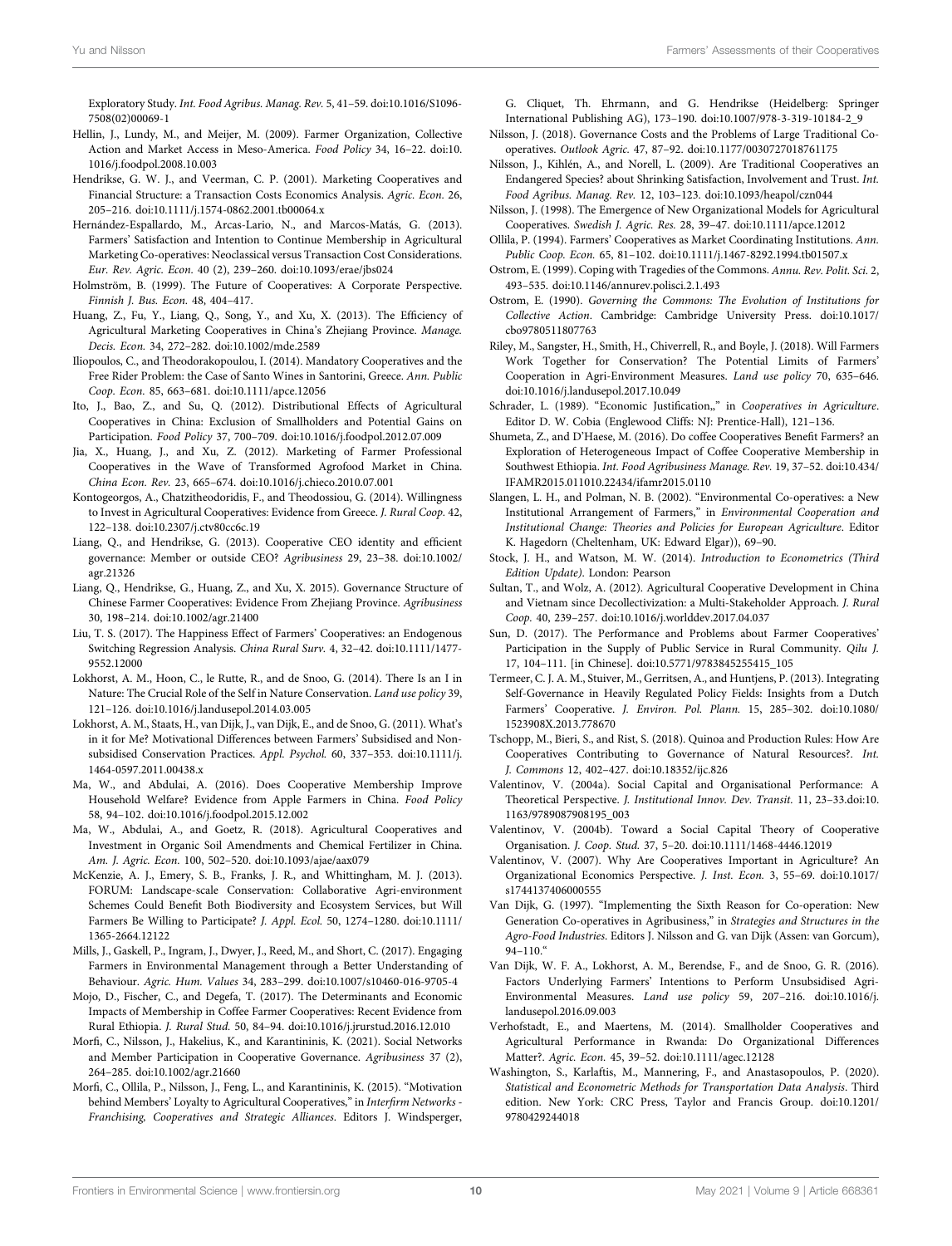Exploratory Study. *Int. Food Agribus. Manag. Rev.* 5, 41–59. doi:10.1016/S1096-7508(02)00069-1

Hellin, J., Lundy, M., and Meijer, M. (2009). Farmer Organization, Collective Action and Market Access in Meso-America. *Food Policy* 34, 16–22. doi:10.1016/j.foodpol.2008.10.003

Hendrikse, G. W. J., and Veerman, C. P. (2001). Marketing Cooperatives and Financial Structure: a Transaction Costs Economics Analysis. *Agric. Econ.* 26, 205–216. doi:10.1111/j.1574-0862.2001.tb00064.x

Hernández-Espallardo, M., Arcas-Lario, N., and Marcos-Matás, G. (2013). Farmers' Satisfaction and Intention to Continue Membership in Agricultural Marketing Co-operatives: Neoclassical versus Transaction Cost Considerations. *Eur. Rev. Agric. Econ.* 40 (2), 239–260. doi:10.1093/erae/jbs024

Holmström, B. (1999). The Future of Cooperatives: A Corporate Perspective. *Finnish J. Bus. Econ.* 48, 404–417.

Huang, Z., Fu, Y., Liang, Q., Song, Y., and Xu, X. (2013). The Efficiency of Agricultural Marketing Cooperatives in China's Zhejiang Province. *Manage. Decis. Econ.* 34, 272–282. doi:10.1002/mde.2589

Iliopoulos, C., and Theodorakopoulou, I. (2014). Mandatory Cooperatives and the Free Rider Problem: the Case of Santo Wines in Santorini, Greece. *Ann. Public Coop. Econ.* 85, 663–681. doi:10.1111/apce.12056

Ito, J., Bao, Z., and Su, Q. (2012). Distributional Effects of Agricultural Cooperatives in China: Exclusion of Smallholders and Potential Gains on Participation. *Food Policy* 37, 700–709. doi:10.1016/j.foodpol.2012.07.009

Jia, X., Huang, J., and Xu, Z. (2012). Marketing of Farmer Professional Cooperatives in the Wave of Transformed Agrofood Market in China. *China Econ. Rev.* 23, 665–674. doi:10.1016/j.chieco.2010.07.001

Kontogeorgos, A., Chatzitheodoridis, F., and Theodossiou, G. (2014). Willingness to Invest in Agricultural Cooperatives: Evidence from Greece. *J. Rural Coop.* 42, 122–138. doi:10.2307/j.ctv80cc6c.19

Liang, Q., and Hendrikse, G. (2013). Cooperative CEO identity and efficient governance: Member or outside CEO? *Agribusiness* 29, 23–38. doi:10.1002/agr.21326

Liang, Q., Hendrikse, G., Huang, Z., and Xu, X. 2015). Governance Structure of Chinese Farmer Cooperatives: Evidence From Zhejiang Province. *Agribusiness* 30, 198–214. doi:10.1002/agr.21400

Liu, T. S. (2017). The Happiness Effect of Farmers' Cooperatives: an Endogenous Switching Regression Analysis. *China Rural Surv.* 4, 32–42. doi:10.1111/1477-9552.12000

Lokhorst, A. M., Hoon, C., le Rutte, R., and de Snoo, G. (2014). There Is an I in Nature: The Crucial Role of the Self in Nature Conservation. *Land use policy* 39, 121–126. doi:10.1016/j.landusepol.2014.03.005

Lokhorst, A. M., Staats, H., van Dijk, J., van Dijk, E., and de Snoo, G. (2011). What's in it for Me? Motivational Differences between Farmers' Subsidised and Non-subsidised Conservation Practices. *Appl. Psychol.* 60, 337–353. doi:10.1111/j.1464-0597.2011.00438.x

Ma, W., and Abdulai, A. (2016). Does Cooperative Membership Improve Household Welfare? Evidence from Apple Farmers in China. *Food Policy* 58, 94–102. doi:10.1016/j.foodpol.2015.12.002

Ma, W., Abdulai, A., and Goetz, R. (2018). Agricultural Cooperatives and Investment in Organic Soil Amendments and Chemical Fertilizer in China. *Am. J. Agric. Econ.* 100, 502–520. doi:10.1093/ajae/aax079

McKenzie, A. J., Emery, S. B., Franks, J. R., and Whittingham, M. J. (2013). FORUM: Landscape-scale Conservation: Collaborative Agri-environment Schemes Could Benefit Both Biodiversity and Ecosystem Services, but Will Farmers Be Willing to Participate? *J. Appl. Ecol.* 50, 1274–1280. doi:10.1111/1365-2664.12122

Mills, J., Gaskell, P., Ingram, J., Dwyer, J., Reed, M., and Short, C. (2017). Engaging Farmers in Environmental Management through a Better Understanding of Behaviour. *Agric. Hum. Values* 34, 283–299. doi:10.1007/s10460-016-9705-4

Mojo, D., Fischer, C., and Degefa, T. (2017). The Determinants and Economic Impacts of Membership in Coffee Farmer Cooperatives: Recent Evidence from Rural Ethiopia. *J. Rural Stud.* 50, 84–94. doi:10.1016/j.jrurstud.2016.12.010

Morfi, C., Nilsson, J., Hakelius, K., and Karantininis, K. (2021). Social Networks and Member Participation in Cooperative Governance. *Agribusiness* 37 (2), 264–285. doi:10.1002/agr.21660

Morfi, C., Ollila, P., Nilsson, J., Feng, L., and Karantininis, K. (2015). "Motivation behind Members' Loyalty to Agricultural Cooperatives," in *Interfirm Networks - Franchising, Cooperatives and Strategic Alliances*. Editors J. Windsperger, G. Cliquet, Th. Ehrmann, and G. Hendrikse (Heidelberg: Springer International Publishing AG), 173–190. doi:10.1007/978-3-319-10184-2_9

Nilsson, J. (2018). Governance Costs and the Problems of Large Traditional Co-operatives. *Outlook Agric.* 47, 87–92. doi:10.1177/0030727018761175

Nilsson, J., Kihlén, A., and Norell, L. (2009). Are Traditional Cooperatives an Endangered Species? about Shrinking Satisfaction, Involvement and Trust. *Int. Food Agribus. Manag. Rev.* 12, 103–123. doi:10.1093/heapol/czn044

Nilsson, J. (1998). The Emergence of New Organizational Models for Agricultural Cooperatives. *Swedish J. Agric. Res.* 28, 39–47. doi:10.1111/apce.12012

Ollila, P. (1994). Farmers' Cooperatives as Market Coordinating Institutions. *Ann. Public Coop. Econ.* 65, 81–102. doi:10.1111/j.1467-8292.1994.tb01507.x

Ostrom, E. (1999). Coping with Tragedies of the Commons. *Annu. Rev. Polit. Sci.* 2, 493–535. doi:10.1146/annurev.polisci.2.1.493

Ostrom, E. (1990). *Governing the Commons: The Evolution of Institutions for Collective Action*. Cambridge: Cambridge University Press. doi:10.1017/cbo9780511807763

Riley, M., Sangster, H., Smith, H., Chiverrell, R., and Boyle, J. (2018). Will Farmers Work Together for Conservation? The Potential Limits of Farmers' Cooperation in Agri-Environment Measures. *Land use policy* 70, 635–646. doi:10.1016/j.landusepol.2017.10.049

Schrader, L. (1989). "Economic Justification,," in *Cooperatives in Agriculture*. Editor D. W. Cobia (Englewood Cliffs: NJ: Prentice-Hall), 121–136.

Shumeta, Z., and D'Haese, M. (2016). Do coffee Cooperatives Benefit Farmers? an Exploration of Heterogeneous Impact of Coffee Cooperative Membership in Southwest Ethiopia. *Int. Food Agribusiness Manage. Rev.* 19, 37–52. doi:10.434/IFAMR2015.011010.22434/ifamr2015.0110

Slangen, L. H., and Polman, N. B. (2002). "Environmental Co-operatives: a New Institutional Arrangement of Farmers," in *Environmental Cooperation and Institutional Change: Theories and Policies for European Agriculture*. Editor K. Hagedorn (Cheltenham, UK: Edward Elgar)), 69–90.

Stock, J. H., and Watson, M. W. (2014). *Introduction to Econometrics (Third Edition Update)*. London: Pearson

Sultan, T., and Wolz, A. (2012). Agricultural Cooperative Development in China and Vietnam since Decollectivization: a Multi-Stakeholder Approach. *J. Rural Coop.* 40, 239–257. doi:10.1016/j.worlddev.2017.04.037

Sun, D. (2017). The Performance and Problems about Farmer Cooperatives' Participation in the Supply of Public Service in Rural Community. *Qilu J.* 17, 104–111. [in Chinese]. doi:10.5771/9783845255415_105

Termeer, C. J. A. M., Stuiver, M., Gerritsen, A., and Huntjens, P. (2013). Integrating Self-Governance in Heavily Regulated Policy Fields: Insights from a Dutch Farmers' Cooperative. *J. Environ. Pol. Plann.* 15, 285–302. doi:10.1080/1523908X.2013.778670

Tschopp, M., Bieri, S., and Rist, S. (2018). Quinoa and Production Rules: How Are Cooperatives Contributing to Governance of Natural Resources?. *Int. J. Commons* 12, 402–427. doi:10.18352/ijc.826

Valentinov, V. (2004a). Social Capital and Organisational Performance: A Theoretical Perspective. *J. Institutional Innov. Dev. Transit.* 11, 23–33.doi:10.1163/9789087908195_003

Valentinov, V. (2004b). Toward a Social Capital Theory of Cooperative Organisation. *J. Coop. Stud.* 37, 5–20. doi:10.1111/1468-4446.12019

Valentinov, V. (2007). Why Are Cooperatives Important in Agriculture? An Organizational Economics Perspective. *J. Inst. Econ.* 3, 55–69. doi:10.1017/s1744137406000555

Van Dijk, G. (1997). "Implementing the Sixth Reason for Co-operation: New Generation Co-operatives in Agribusiness," in *Strategies and Structures in the Agro-Food Industries*. Editors J. Nilsson and G. van Dijk (Assen: van Gorcum), 94–110."

Van Dijk, W. F. A., Lokhorst, A. M., Berendse, F., and de Snoo, G. R. (2016). Factors Underlying Farmers' Intentions to Perform Unsubsidised Agri-Environmental Measures. *Land use policy* 59, 207–216. doi:10.1016/j.landusepol.2016.09.003

Verhofstadt, E., and Maertens, M. (2014). Smallholder Cooperatives and Agricultural Performance in Rwanda: Do Organizational Differences Matter?. *Agric. Econ.* 45, 39–52. doi:10.1111/agec.12128

Washington, S., Karlaftis, M., Mannering, F., and Anastasopoulos, P. (2020). *Statistical and Econometric Methods for Transportation Data Analysis*. Third edition. New York: CRC Press, Taylor and Francis Group. doi:10.1201/9780429244018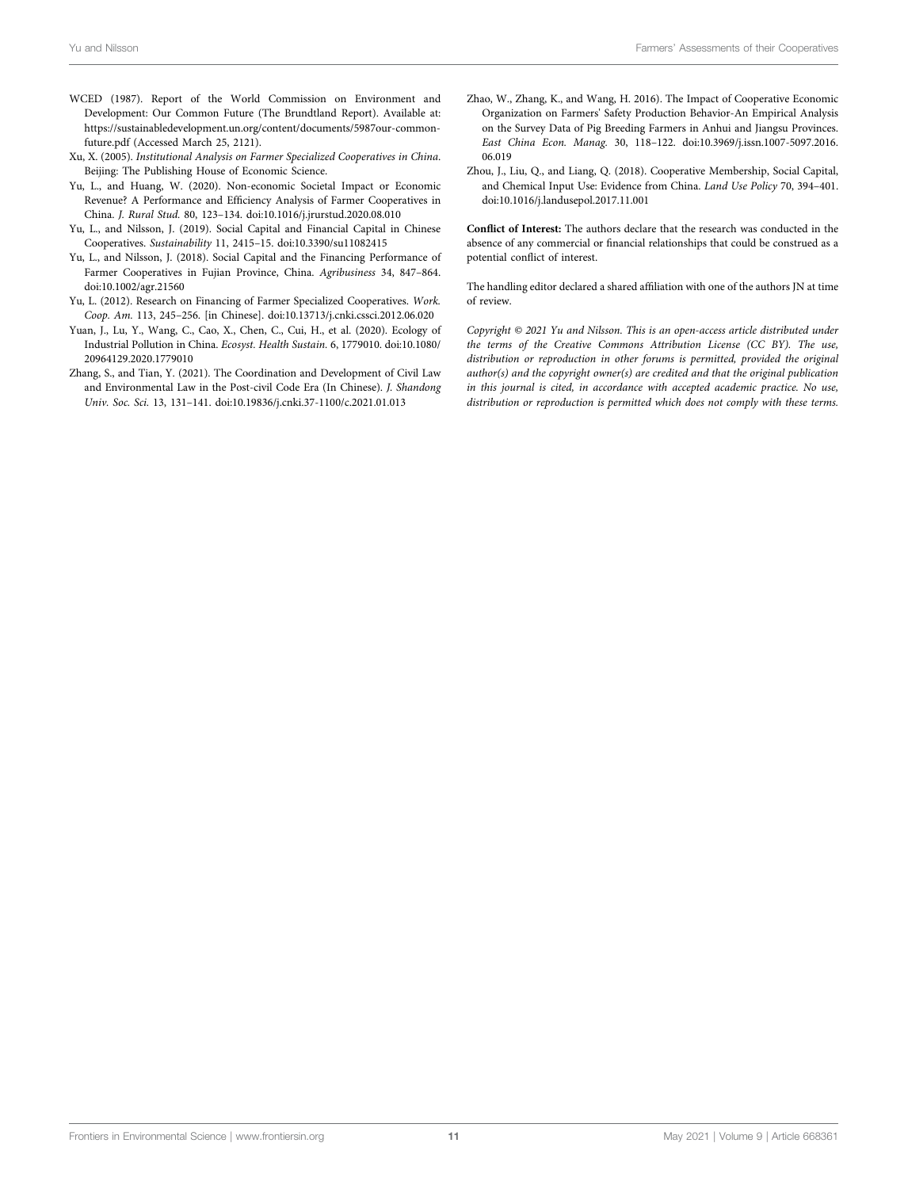WCED (1987). Report of the World Commission on Environment and Development: Our Common Future (The Brundtland Report). Available at: https://sustainabledevelopment.un.org/content/documents/5987our-common-future.pdf (Accessed March 25, 2121).

Xu, X. (2005). *Institutional Analysis on Farmer Specialized Cooperatives in China*. Beijing: The Publishing House of Economic Science.

Yu, L., and Huang, W. (2020). Non-economic Societal Impact or Economic Revenue? A Performance and Efficiency Analysis of Farmer Cooperatives in China. *J. Rural Stud.* 80, 123–134. doi:10.1016/j.jrurstud.2020.08.010

Yu, L., and Nilsson, J. (2019). Social Capital and Financial Capital in Chinese Cooperatives. *Sustainability* 11, 2415–15. doi:10.3390/su11082415

Yu, L., and Nilsson, J. (2018). Social Capital and the Financing Performance of Farmer Cooperatives in Fujian Province, China. *Agribusiness* 34, 847–864. doi:10.1002/agr.21560

Yu, L. (2012). Research on Financing of Farmer Specialized Cooperatives. *Work. Coop. Am.* 113, 245–256. [in Chinese]. doi:10.13713/j.cnki.cssci.2012.06.020

Yuan, J., Lu, Y., Wang, C., Cao, X., Chen, C., Cui, H., et al. (2020). Ecology of Industrial Pollution in China. *Ecosyst. Health Sustain.* 6, 1779010. doi:10.1080/20964129.2020.1779010

Zhang, S., and Tian, Y. (2021). The Coordination and Development of Civil Law and Environmental Law in the Post-civil Code Era (In Chinese). *J. Shandong Univ. Soc. Sci.* 13, 131–141. doi:10.19836/j.cnki.37-1100/c.2021.01.013

Zhao, W., Zhang, K., and Wang, H. 2016). The Impact of Cooperative Economic Organization on Farmers' Safety Production Behavior-An Empirical Analysis on the Survey Data of Pig Breeding Farmers in Anhui and Jiangsu Provinces. *East China Econ. Manag.* 30, 118–122. doi:10.3969/j.issn.1007-5097.2016.06.019

Zhou, J., Liu, Q., and Liang, Q. (2018). Cooperative Membership, Social Capital, and Chemical Input Use: Evidence from China. *Land Use Policy* 70, 394–401. doi:10.1016/j.landusepol.2017.11.001

**Conflict of Interest:** The authors declare that the research was conducted in the absence of any commercial or financial relationships that could be construed as a potential conflict of interest.

The handling editor declared a shared affiliation with one of the authors JN at time of review.

*Copyright © 2021 Yu and Nilsson. This is an open-access article distributed under the terms of the Creative Commons Attribution License (CC BY). The use, distribution or reproduction in other forums is permitted, provided the original author(s) and the copyright owner(s) are credited and that the original publication in this journal is cited, in accordance with accepted academic practice. No use, distribution or reproduction is permitted which does not comply with these terms.*